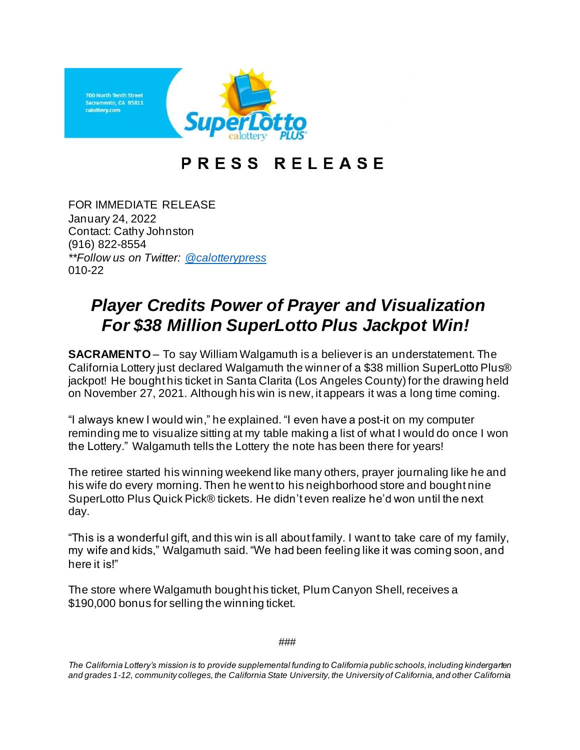700 North Tenth Street
Sacramento, CA 95811
calottery.com

# PRESS RELEASE

FOR IMMEDIATE RELEASE
January 24, 2022
Contact: Cathy Johnston
(916) 822-8554
***Follow us on Twitter: @calotterypress***
010-22

## *Player Credits Power of Prayer and Visualization For $38 Million SuperLotto Plus Jackpot Win!*

**SACRAMENTO** – To say William Walgamuth is a believer is an understatement. The California Lottery just declared Walgamuth the winner of a $38 million SuperLotto Plus® jackpot! He bought his ticket in Santa Clarita (Los Angeles County) for the drawing held on November 27, 2021. Although his win is new, it appears it was a long time coming.

"I always knew I would win," he explained. "I even have a post-it on my computer reminding me to visualize sitting at my table making a list of what I would do once I won the Lottery." Walgamuth tells the Lottery the note has been there for years!

The retiree started his winning weekend like many others, prayer journaling like he and his wife do every morning. Then he went to his neighborhood store and bought nine SuperLotto Plus Quick Pick® tickets. He didn't even realize he'd won until the next day.

"This is a wonderful gift, and this win is all about family. I want to take care of my family, my wife and kids," Walgamuth said. "We had been feeling like it was coming soon, and here it is!"

The store where Walgamuth bought his ticket, Plum Canyon Shell, receives a $190,000 bonus for selling the winning ticket.

###

*The California Lottery's mission is to provide supplemental funding to California public schools, including kindergarten and grades 1-12, community colleges, the California State University, the University of California, and other California*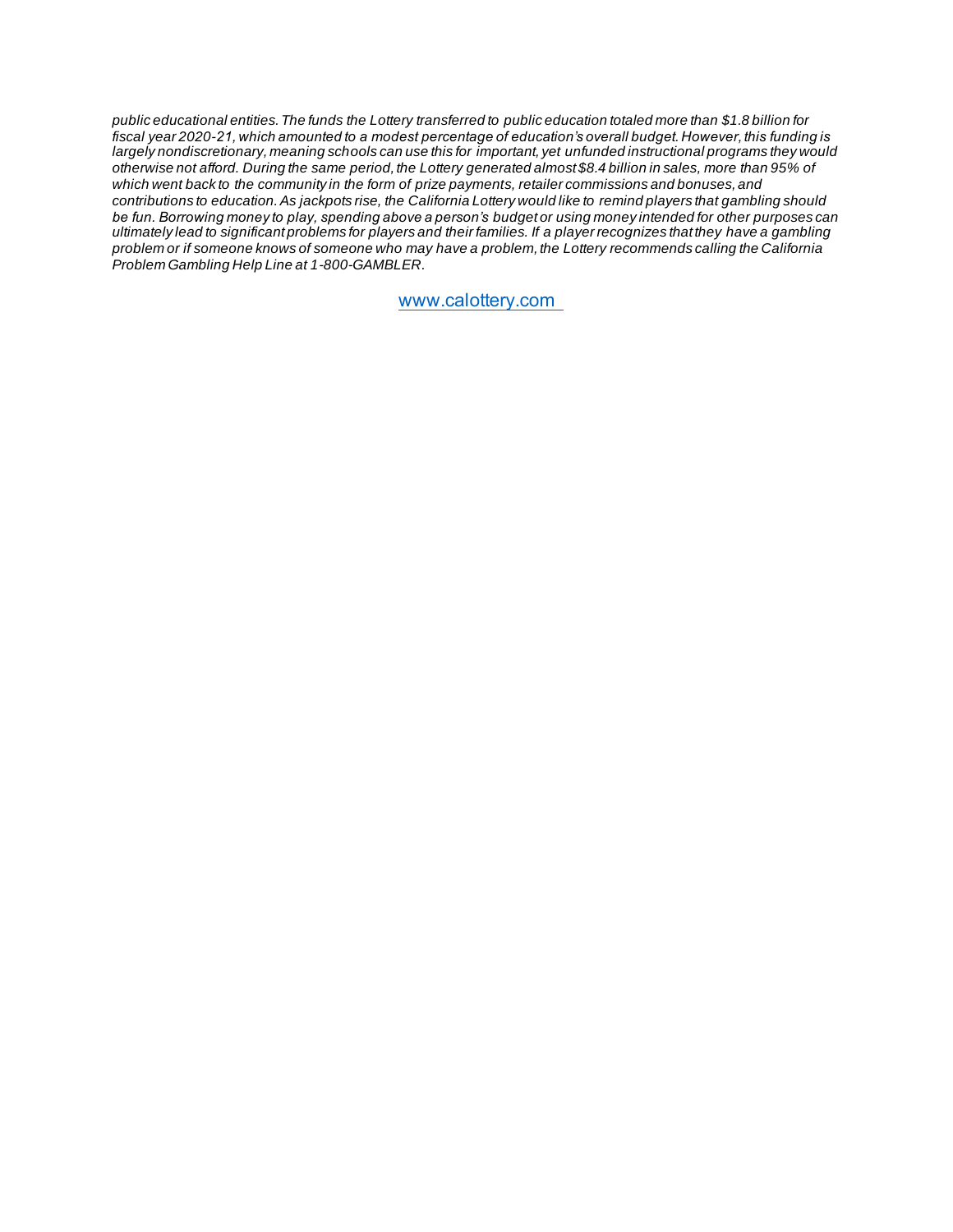*public educational entities. The funds the Lottery transferred to public education totaled more than $1.8 billion for fiscal year 2020-21, which amounted to a modest percentage of education's overall budget. However, this funding is largely nondiscretionary, meaning schools can use this for important, yet unfunded instructional programs they would otherwise not afford. During the same period, the Lottery generated almost $8.4 billion in sales, more than 95% of which went back to the community in the form of prize payments, retailer commissions and bonuses, and contributions to education. As jackpots rise, the California Lottery would like to remind players that gambling should be fun. Borrowing money to play, spending above a person's budget or using money intended for other purposes can ultimately lead to significant problems for players and their families. If a player recognizes that they have a gambling problem or if someone knows of someone who may have a problem, the Lottery recommends calling the California Problem Gambling Help Line at 1-800-GAMBLER.*

www.calottery.com